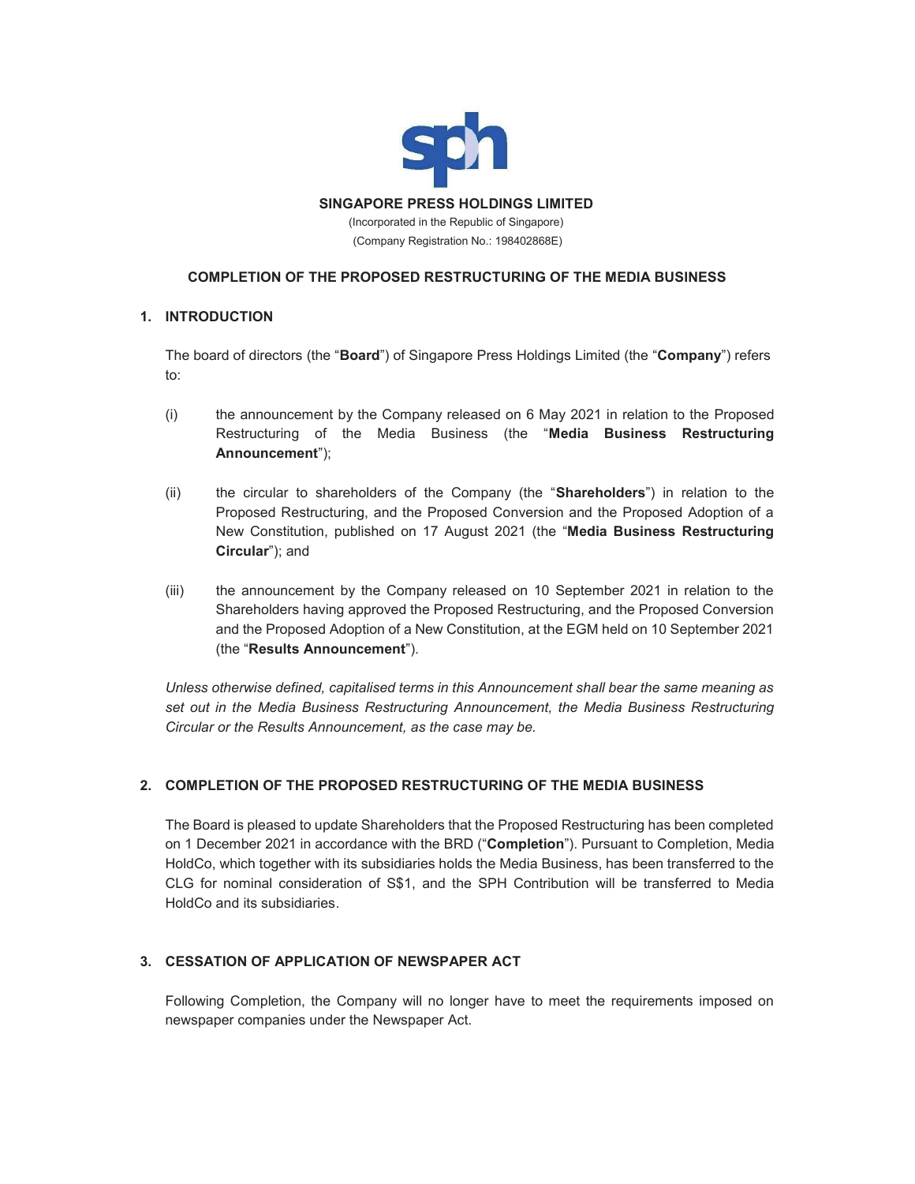**SINGAPORE PRESS HOLDINGS LIMITED**

(Incorporated in the Republic of Singapore)

(Company Registration No.: 198402868E)

# COMPLETION OF THE PROPOSED RESTRUCTURING OF THE MEDIA BUSINESS

## 1. INTRODUCTION

The board of directors (the "**Board**") of Singapore Press Holdings Limited (the "**Company**") refers to:

(i) the announcement by the Company released on 6 May 2021 in relation to the Proposed Restructuring of the Media Business (the "**Media Business Restructuring Announcement**");

(ii) the circular to shareholders of the Company (the "**Shareholders**") in relation to the Proposed Restructuring, and the Proposed Conversion and the Proposed Adoption of a New Constitution, published on 17 August 2021 (the "**Media Business Restructuring Circular**"); and

(iii) the announcement by the Company released on 10 September 2021 in relation to the Shareholders having approved the Proposed Restructuring, and the Proposed Conversion and the Proposed Adoption of a New Constitution, at the EGM held on 10 September 2021 (the "**Results Announcement**").

*Unless otherwise defined, capitalised terms in this Announcement shall bear the same meaning as set out in the Media Business Restructuring Announcement, the Media Business Restructuring Circular or the Results Announcement, as the case may be.*

## 2. COMPLETION OF THE PROPOSED RESTRUCTURING OF THE MEDIA BUSINESS

The Board is pleased to update Shareholders that the Proposed Restructuring has been completed on 1 December 2021 in accordance with the BRD ("**Completion**"). Pursuant to Completion, Media HoldCo, which together with its subsidiaries holds the Media Business, has been transferred to the CLG for nominal consideration of S$1, and the SPH Contribution will be transferred to Media HoldCo and its subsidiaries.

## 3. CESSATION OF APPLICATION OF NEWSPAPER ACT

Following Completion, the Company will no longer have to meet the requirements imposed on newspaper companies under the Newspaper Act.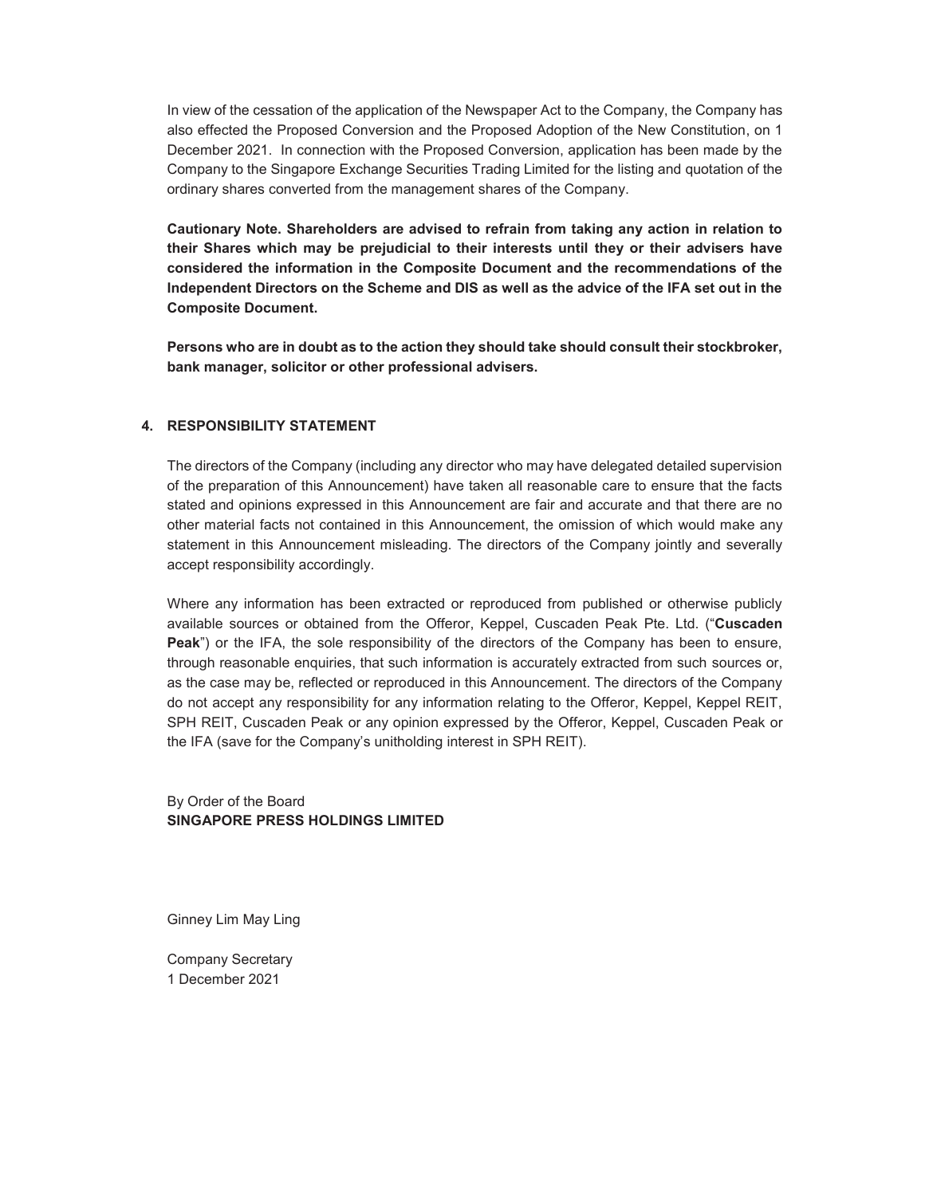In view of the cessation of the application of the Newspaper Act to the Company, the Company has also effected the Proposed Conversion and the Proposed Adoption of the New Constitution, on 1 December 2021. In connection with the Proposed Conversion, application has been made by the Company to the Singapore Exchange Securities Trading Limited for the listing and quotation of the ordinary shares converted from the management shares of the Company.

**Cautionary Note. Shareholders are advised to refrain from taking any action in relation to their Shares which may be prejudicial to their interests until they or their advisers have considered the information in the Composite Document and the recommendations of the Independent Directors on the Scheme and DIS as well as the advice of the IFA set out in the Composite Document.**

**Persons who are in doubt as to the action they should take should consult their stockbroker, bank manager, solicitor or other professional advisers.**

## 4. RESPONSIBILITY STATEMENT

The directors of the Company (including any director who may have delegated detailed supervision of the preparation of this Announcement) have taken all reasonable care to ensure that the facts stated and opinions expressed in this Announcement are fair and accurate and that there are no other material facts not contained in this Announcement, the omission of which would make any statement in this Announcement misleading. The directors of the Company jointly and severally accept responsibility accordingly.

Where any information has been extracted or reproduced from published or otherwise publicly available sources or obtained from the Offeror, Keppel, Cuscaden Peak Pte. Ltd. ("**Cuscaden Peak**") or the IFA, the sole responsibility of the directors of the Company has been to ensure, through reasonable enquiries, that such information is accurately extracted from such sources or, as the case may be, reflected or reproduced in this Announcement. The directors of the Company do not accept any responsibility for any information relating to the Offeror, Keppel, Keppel REIT, SPH REIT, Cuscaden Peak or any opinion expressed by the Offeror, Keppel, Cuscaden Peak or the IFA (save for the Company's unitholding interest in SPH REIT).

By Order of the Board
**SINGAPORE PRESS HOLDINGS LIMITED**

Ginney Lim May Ling

Company Secretary
1 December 2021